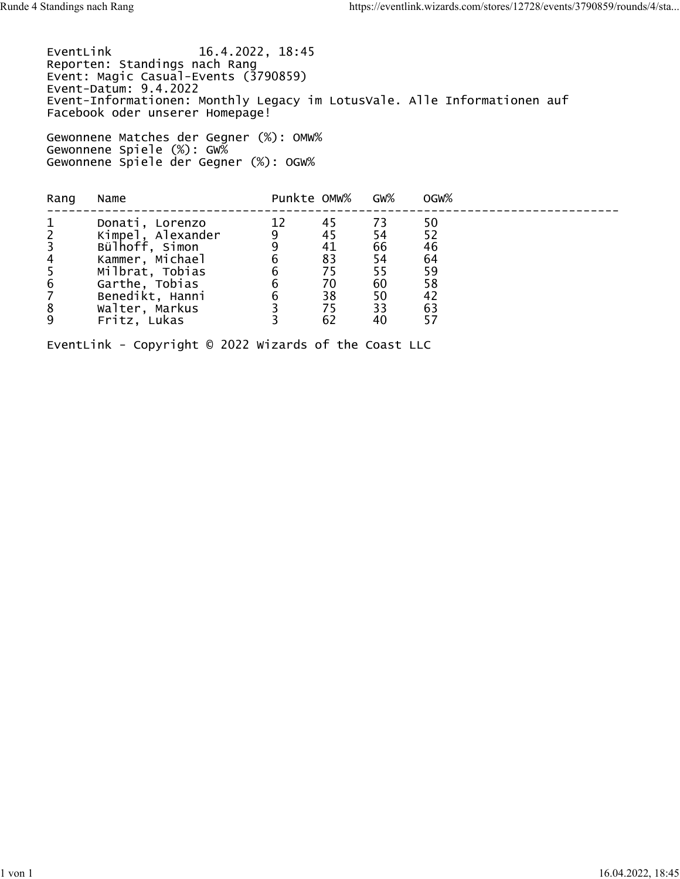EventLink 16.4.2022, 18:45
Reporten: Standings nach Rang
Event: Magic Casual-Events (3790859)
Event-Datum: 9.4.2022
Event-Informationen: Monthly Legacy im LotusVale. Alle Informationen auf Facebook oder unserer Homepage!

Gewonnene Matches der Gegner (%): OMW%
Gewonnene Spiele (%): GW%
Gewonnene Spiele der Gegner (%): OGW%

| Rang | Name | Punkte | OMW% | GW% | OGW% |
|---|---|---|---|---|---|
| 1 | Donati, Lorenzo | 12 | 45 | 73 | 50 |
| 2 | Kimpel, Alexander | 9 | 45 | 54 | 52 |
| 3 | Bülhoff, Simon | 9 | 41 | 66 | 46 |
| 4 | Kammer, Michael | 6 | 83 | 54 | 64 |
| 5 | Milbrat, Tobias | 6 | 75 | 55 | 59 |
| 6 | Garthe, Tobias | 6 | 70 | 60 | 58 |
| 7 | Benedikt, Hanni | 6 | 38 | 50 | 42 |
| 8 | Walter, Markus | 3 | 75 | 33 | 63 |
| 9 | Fritz, Lukas | 3 | 62 | 40 | 57 |

EventLink - Copyright © 2022 Wizards of the Coast LLC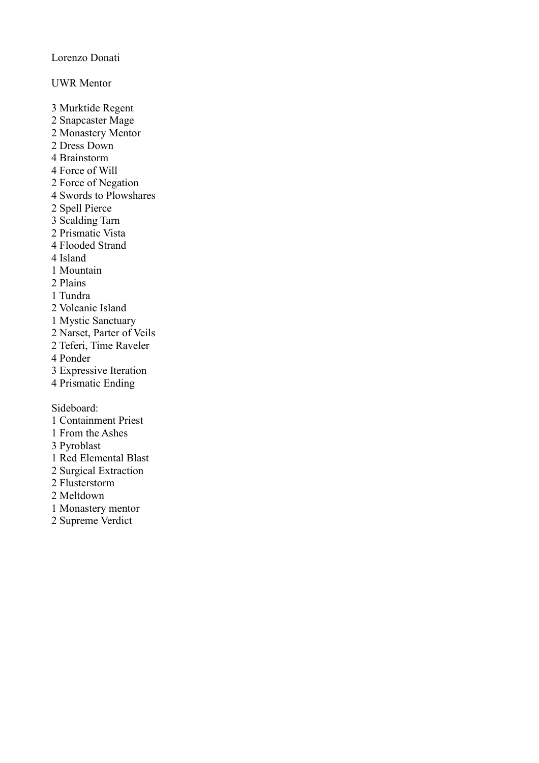Lorenzo Donati

UWR Mentor

3 Murktide Regent
2 Snapcaster Mage
2 Monastery Mentor
2 Dress Down
4 Brainstorm
4 Force of Will
2 Force of Negation
4 Swords to Plowshares
2 Spell Pierce
3 Scalding Tarn
2 Prismatic Vista
4 Flooded Strand
4 Island
1 Mountain
2 Plains
1 Tundra
2 Volcanic Island
1 Mystic Sanctuary
2 Narset, Parter of Veils
2 Teferi, Time Raveler
4 Ponder
3 Expressive Iteration
4 Prismatic Ending

Sideboard:
1 Containment Priest
1 From the Ashes
3 Pyroblast
1 Red Elemental Blast
2 Surgical Extraction
2 Flusterstorm
2 Meltdown
1 Monastery mentor
2 Supreme Verdict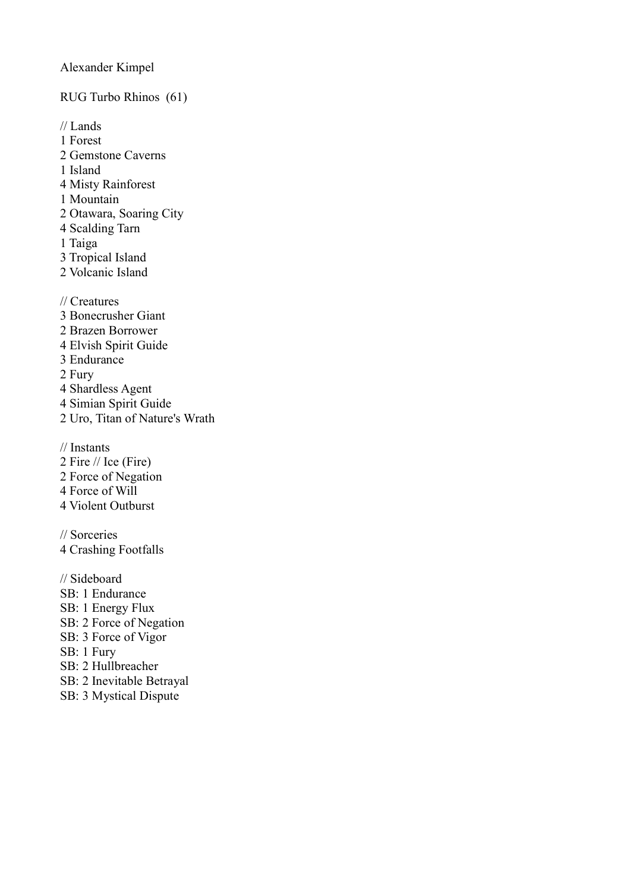Alexander Kimpel

RUG Turbo Rhinos  (61)

// Lands
1 Forest
2 Gemstone Caverns
1 Island
4 Misty Rainforest
1 Mountain
2 Otawara, Soaring City
4 Scalding Tarn
1 Taiga
3 Tropical Island
2 Volcanic Island

// Creatures
3 Bonecrusher Giant
2 Brazen Borrower
4 Elvish Spirit Guide
3 Endurance
2 Fury
4 Shardless Agent
4 Simian Spirit Guide
2 Uro, Titan of Nature's Wrath

// Instants
2 Fire // Ice (Fire)
2 Force of Negation
4 Force of Will
4 Violent Outburst

// Sorceries
4 Crashing Footfalls

// Sideboard
SB: 1 Endurance
SB: 1 Energy Flux
SB: 2 Force of Negation
SB: 3 Force of Vigor
SB: 1 Fury
SB: 2 Hullbreacher
SB: 2 Inevitable Betrayal
SB: 3 Mystical Dispute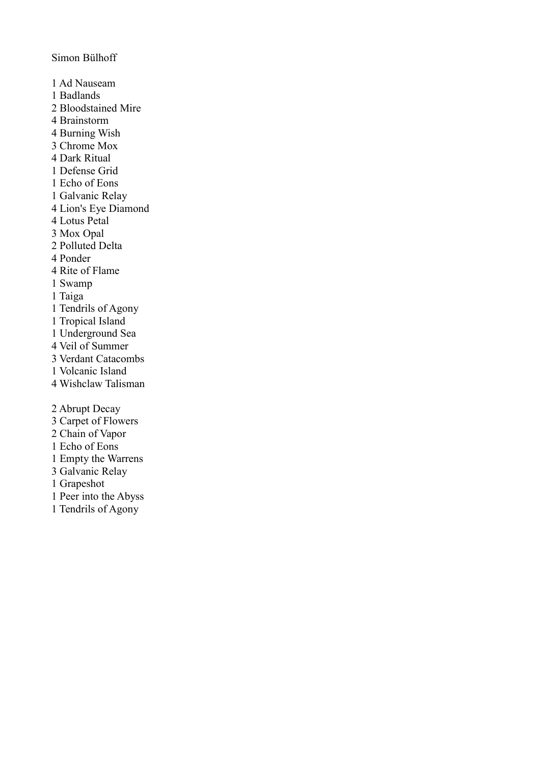Simon Bülhoff

1 Ad Nauseam
1 Badlands
2 Bloodstained Mire
4 Brainstorm
4 Burning Wish
3 Chrome Mox
4 Dark Ritual
1 Defense Grid
1 Echo of Eons
1 Galvanic Relay
4 Lion's Eye Diamond
4 Lotus Petal
3 Mox Opal
2 Polluted Delta
4 Ponder
4 Rite of Flame
1 Swamp
1 Taiga
1 Tendrils of Agony
1 Tropical Island
1 Underground Sea
4 Veil of Summer
3 Verdant Catacombs
1 Volcanic Island
4 Wishclaw Talisman

2 Abrupt Decay
3 Carpet of Flowers
2 Chain of Vapor
1 Echo of Eons
1 Empty the Warrens
3 Galvanic Relay
1 Grapeshot
1 Peer into the Abyss
1 Tendrils of Agony